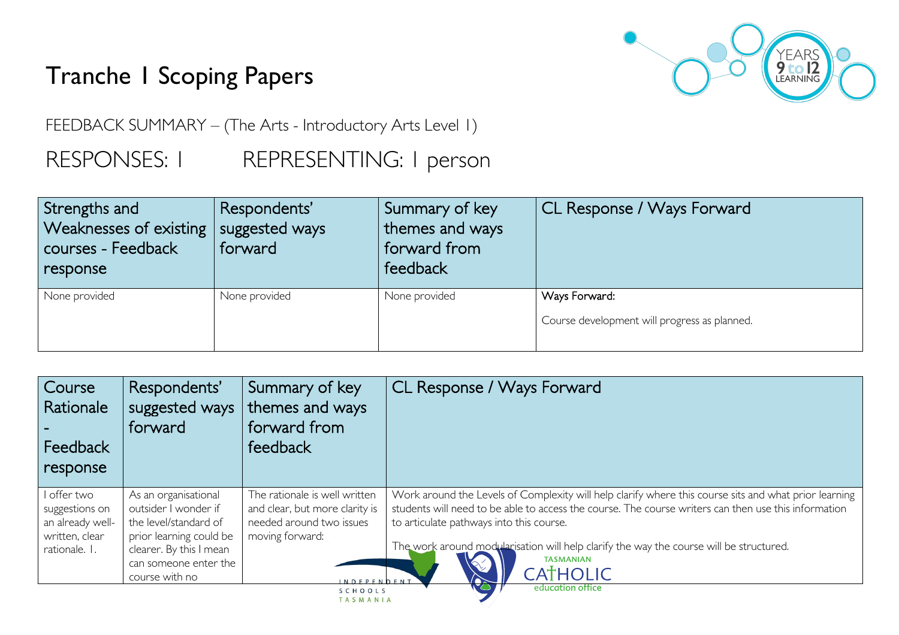# Tranche 1 Scoping Papers

FEEDBACK SUMMARY – (The Arts - Introductory Arts Level 1)

RESPONSES: 1 REPRESENTING: 1 person

| Strengths and Weaknesses of existing courses - Feedback response | Respondents' suggested ways forward | Summary of key themes and ways forward from feedback | CL Response / Ways Forward |
|---|---|---|---|
| None provided | None provided | None provided | Ways Forward:<br><br>Course development will progress as planned. |

| Course Rationale - Feedback response | Respondents' suggested ways forward | Summary of key themes and ways forward from feedback | CL Response / Ways Forward |
|---|---|---|---|
| I offer two suggestions on an already well-written, clear rationale. 1. | As an organisational outsider I wonder if the level/standard of prior learning could be clearer. By this I mean can someone enter the course with no | The rationale is well written and clear, but more clarity is needed around two issues moving forward: | Work around the Levels of Complexity will help clarify where this course sits and what prior learning students will need to be able to access the course. The course writers can then use this information to articulate pathways into this course.<br><br>The work around modularisation will help clarify the way the course will be structured. |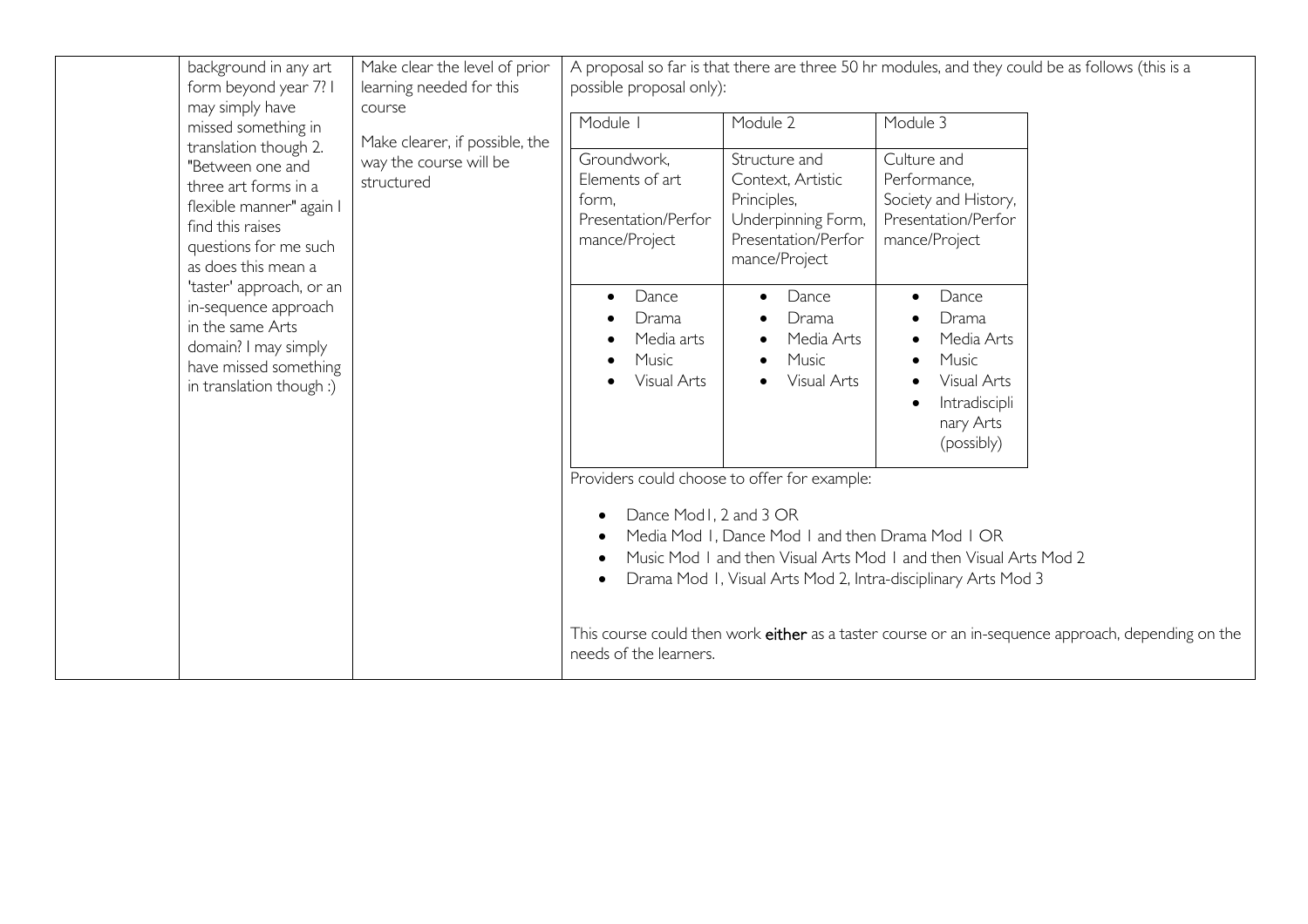| | | | |
|---|---|---|---|
| | background in any art form beyond year 7? I may simply have missed something in translation though 2. "Between one and three art forms in a flexible manner" again I find this raises questions for me such as does this mean a 'taster' approach, or an in-sequence approach in the same Arts domain? I may simply have missed something in translation though :) | Make clear the level of prior learning needed for this course<br><br>Make clearer, if possible, the way the course will be structured | A proposal so far is that there are three 50 hr modules, and they could be as follows (this is a possible proposal only):<br><br>**Module 1:** Groundwork, Elements of art form, Presentation/Performance/Project — Dance; Drama; Media arts; Music; Visual Arts<br><br>**Module 2:** Structure and Context, Artistic Principles, Underpinning Form, Presentation/Performance/Project — Dance; Drama; Media Arts; Music; Visual Arts<br><br>**Module 3:** Culture and Performance, Society and History, Presentation/Performance/Project — Dance; Drama; Media Arts; Music; Visual Arts; Intradisciplinary Arts (possibly)<br><br>Providers could choose to offer for example:<br><br>- Dance Mod1, 2 and 3 OR<br>- Media Mod 1, Dance Mod 1 and then Drama Mod 1 OR<br>- Music Mod 1 and then Visual Arts Mod 1 and then Visual Arts Mod 2<br>- Drama Mod 1, Visual Arts Mod 2, Intra-disciplinary Arts Mod 3<br><br>This course could then work **either** as a taster course or an in-sequence approach, depending on the needs of the learners. |

Nested table within the last cell:

| Module 1 | Module 2 | Module 3 |
|---|---|---|
| Groundwork, Elements of art form, Presentation/Performance/Project | Structure and Context, Artistic Principles, Underpinning Form, Presentation/Performance/Project | Culture and Performance, Society and History, Presentation/Performance/Project |
| • Dance<br>• Drama<br>• Media arts<br>• Music<br>• Visual Arts | • Dance<br>• Drama<br>• Media Arts<br>• Music<br>• Visual Arts | • Dance<br>• Drama<br>• Media Arts<br>• Music<br>• Visual Arts<br>• Intradisciplinary Arts (possibly) |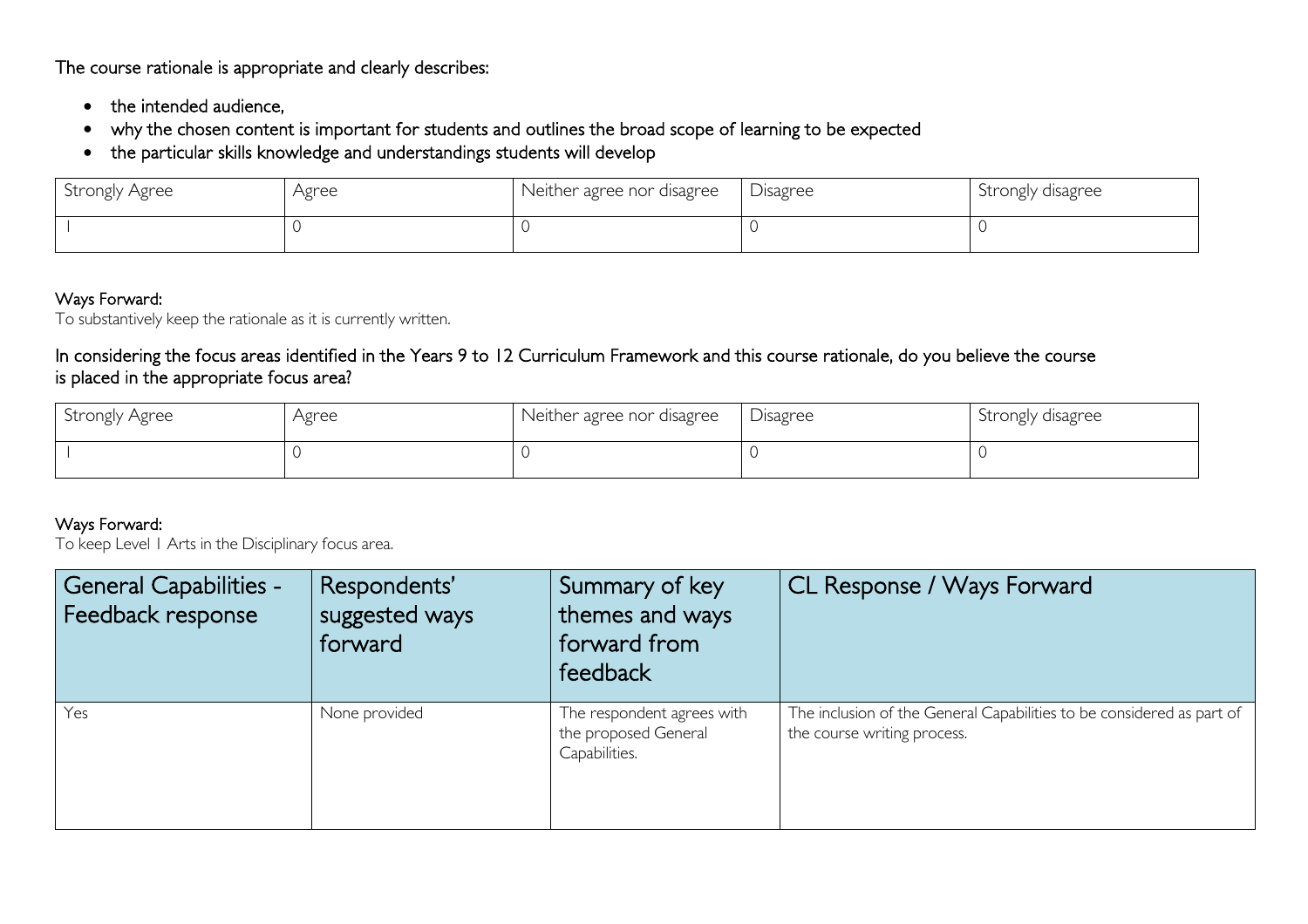The course rationale is appropriate and clearly describes:

- the intended audience,
- why the chosen content is important for students and outlines the broad scope of learning to be expected
- the particular skills knowledge and understandings students will develop

| Strongly Agree | Agree | Neither agree nor disagree | Disagree | Strongly disagree |
|---|---|---|---|---|
| 1 | 0 | 0 | 0 | 0 |

Ways Forward:
To substantively keep the rationale as it is currently written.

In considering the focus areas identified in the Years 9 to 12 Curriculum Framework and this course rationale, do you believe the course is placed in the appropriate focus area?

| Strongly Agree | Agree | Neither agree nor disagree | Disagree | Strongly disagree |
|---|---|---|---|---|
| 1 | 0 | 0 | 0 | 0 |

Ways Forward:
To keep Level 1 Arts in the Disciplinary focus area.

| General Capabilities - Feedback response | Respondents' suggested ways forward | Summary of key themes and ways forward from feedback | CL Response / Ways Forward |
|---|---|---|---|
| Yes | None provided | The respondent agrees with the proposed General Capabilities. | The inclusion of the General Capabilities to be considered as part of the course writing process. |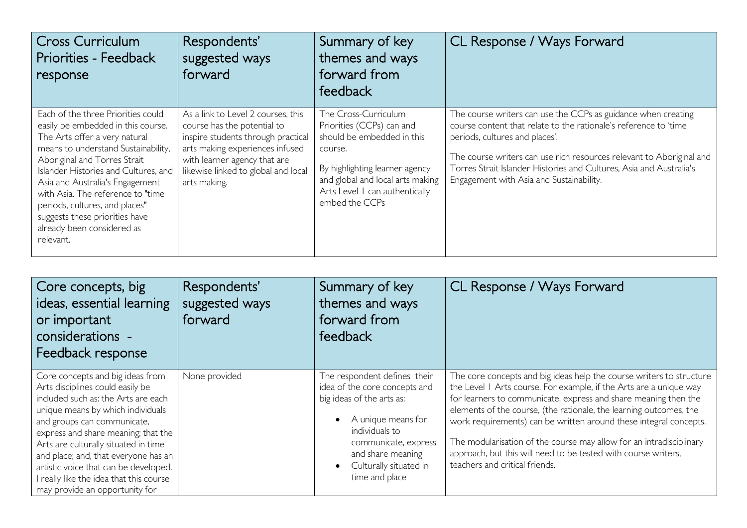| Cross Curriculum Priorities - Feedback response | Respondents' suggested ways forward | Summary of key themes and ways forward from feedback | CL Response / Ways Forward |
|---|---|---|---|
| Each of the three Priorities could easily be embedded in this course. The Arts offer a very natural means to understand Sustainability, Aboriginal and Torres Strait Islander Histories and Cultures, and Asia and Australia's Engagement with Asia. The reference to "time periods, cultures, and places" suggests these priorities have already been considered as relevant. | As a link to Level 2 courses, this course has the potential to inspire students through practical arts making experiences infused with learner agency that are likewise linked to global and local arts making. | The Cross-Curriculum Priorities (CCPs) can and should be embedded in this course.<br><br>By highlighting learner agency and global and local arts making Arts Level 1 can authentically embed the CCPs | The course writers can use the CCPs as guidance when creating course content that relate to the rationale's reference to 'time periods, cultures and places'.<br><br>The course writers can use rich resources relevant to Aboriginal and Torres Strait Islander Histories and Cultures, Asia and Australia's Engagement with Asia and Sustainability. |

| Core concepts, big ideas, essential learning or important considerations - Feedback response | Respondents' suggested ways forward | Summary of key themes and ways forward from feedback | CL Response / Ways Forward |
|---|---|---|---|
| Core concepts and big ideas from Arts disciplines could easily be included such as: the Arts are each unique means by which individuals and groups can communicate, express and share meaning; that the Arts are culturally situated in time and place; and, that everyone has an artistic voice that can be developed. I really like the idea that this course may provide an opportunity for | None provided | The respondent defines their idea of the core concepts and big ideas of the arts as:<br><br>• A unique means for individuals to communicate, express and share meaning<br>• Culturally situated in time and place | The core concepts and big ideas help the course writers to structure the Level 1 Arts course. For example, if the Arts are a unique way for learners to communicate, express and share meaning then the elements of the course, (the rationale, the learning outcomes, the work requirements) can be written around these integral concepts.<br><br>The modularisation of the course may allow for an intradisciplinary approach, but this will need to be tested with course writers, teachers and critical friends. |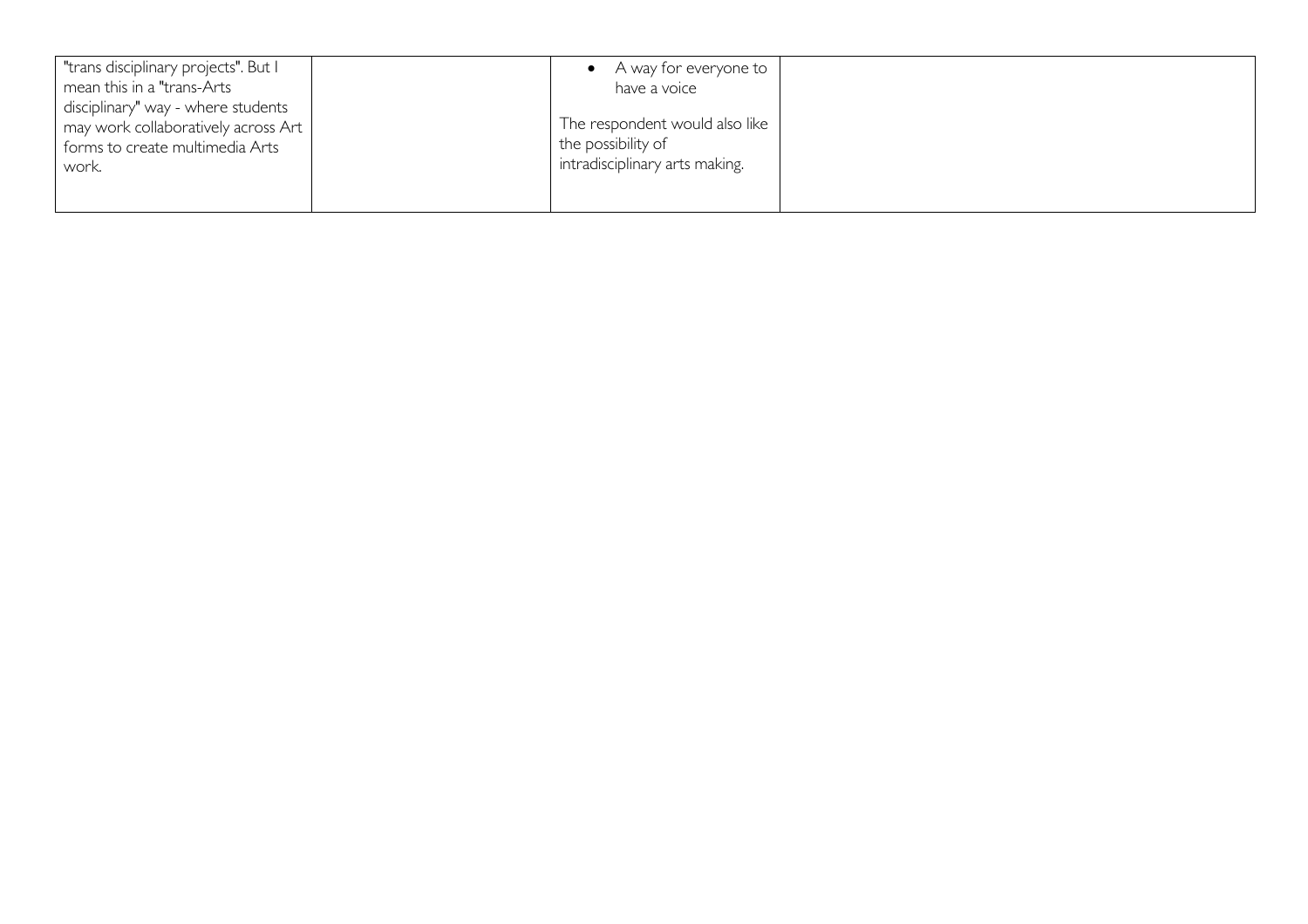| | | | |
|---|---|---|---|
| "trans disciplinary projects". But I mean this in a "trans-Arts disciplinary" way - where students may work collaboratively across Art forms to create multimedia Arts work. | | • A way for everyone to have a voice<br><br>The respondent would also like the possibility of intradisciplinary arts making. | |